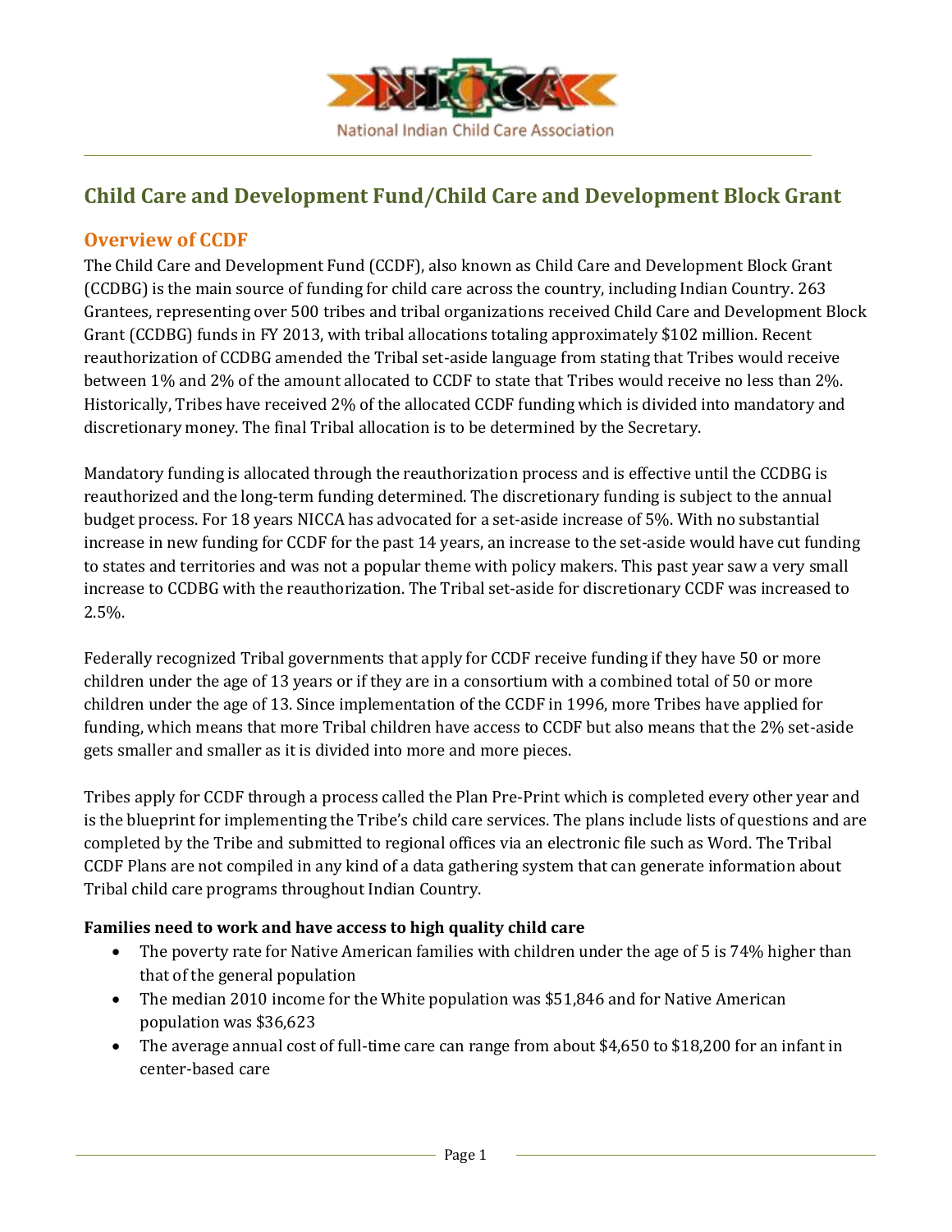National Indian Child Care Association

# Child Care and Development Fund/Child Care and Development Block Grant

## Overview of CCDF

The Child Care and Development Fund (CCDF), also known as Child Care and Development Block Grant (CCDBG) is the main source of funding for child care across the country, including Indian Country. 263 Grantees, representing over 500 tribes and tribal organizations received Child Care and Development Block Grant (CCDBG) funds in FY 2013, with tribal allocations totaling approximately $102 million. Recent reauthorization of CCDBG amended the Tribal set-aside language from stating that Tribes would receive between 1% and 2% of the amount allocated to CCDF to state that Tribes would receive no less than 2%. Historically, Tribes have received 2% of the allocated CCDF funding which is divided into mandatory and discretionary money. The final Tribal allocation is to be determined by the Secretary.

Mandatory funding is allocated through the reauthorization process and is effective until the CCDBG is reauthorized and the long-term funding determined. The discretionary funding is subject to the annual budget process. For 18 years NICCA has advocated for a set-aside increase of 5%. With no substantial increase in new funding for CCDF for the past 14 years, an increase to the set-aside would have cut funding to states and territories and was not a popular theme with policy makers. This past year saw a very small increase to CCDBG with the reauthorization. The Tribal set-aside for discretionary CCDF was increased to 2.5%.

Federally recognized Tribal governments that apply for CCDF receive funding if they have 50 or more children under the age of 13 years or if they are in a consortium with a combined total of 50 or more children under the age of 13. Since implementation of the CCDF in 1996, more Tribes have applied for funding, which means that more Tribal children have access to CCDF but also means that the 2% set-aside gets smaller and smaller as it is divided into more and more pieces.

Tribes apply for CCDF through a process called the Plan Pre-Print which is completed every other year and is the blueprint for implementing the Tribe's child care services. The plans include lists of questions and are completed by the Tribe and submitted to regional offices via an electronic file such as Word. The Tribal CCDF Plans are not compiled in any kind of a data gathering system that can generate information about Tribal child care programs throughout Indian Country.

**Families need to work and have access to high quality child care**

- The poverty rate for Native American families with children under the age of 5 is 74% higher than that of the general population
- The median 2010 income for the White population was $51,846 and for Native American population was $36,623
- The average annual cost of full-time care can range from about $4,650 to $18,200 for an infant in center-based care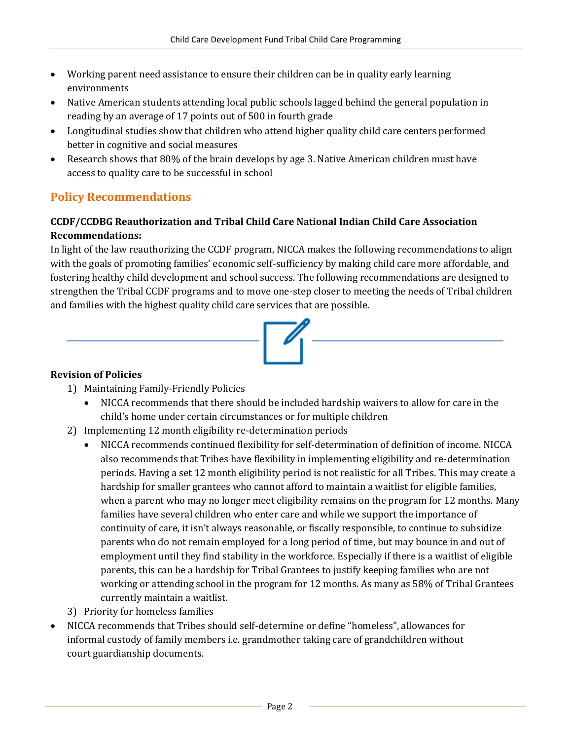- Working parent need assistance to ensure their children can be in quality early learning environments
- Native American students attending local public schools lagged behind the general population in reading by an average of 17 points out of 500 in fourth grade
- Longitudinal studies show that children who attend higher quality child care centers performed better in cognitive and social measures
- Research shows that 80% of the brain develops by age 3. Native American children must have access to quality care to be successful in school

## Policy Recommendations

**CCDF/CCDBG Reauthorization and Tribal Child Care National Indian Child Care Association Recommendations:**

In light of the law reauthorizing the CCDF program, NICCA makes the following recommendations to align with the goals of promoting families' economic self-sufficiency by making child care more affordable, and fostering healthy child development and school success. The following recommendations are designed to strengthen the Tribal CCDF programs and to move one-step closer to meeting the needs of Tribal children and families with the highest quality child care services that are possible.

**Revision of Policies**

1) Maintaining Family-Friendly Policies
   - NICCA recommends that there should be included hardship waivers to allow for care in the child's home under certain circumstances or for multiple children
2) Implementing 12 month eligibility re-determination periods
   - NICCA recommends continued flexibility for self-determination of definition of income. NICCA also recommends that Tribes have flexibility in implementing eligibility and re-determination periods. Having a set 12 month eligibility period is not realistic for all Tribes. This may create a hardship for smaller grantees who cannot afford to maintain a waitlist for eligible families, when a parent who may no longer meet eligibility remains on the program for 12 months. Many families have several children who enter care and while we support the importance of continuity of care, it isn't always reasonable, or fiscally responsible, to continue to subsidize parents who do not remain employed for a long period of time, but may bounce in and out of employment until they find stability in the workforce. Especially if there is a waitlist of eligible parents, this can be a hardship for Tribal Grantees to justify keeping families who are not working or attending school in the program for 12 months. As many as 58% of Tribal Grantees currently maintain a waitlist.
3) Priority for homeless families

- NICCA recommends that Tribes should self-determine or define "homeless", allowances for informal custody of family members i.e. grandmother taking care of grandchildren without court guardianship documents.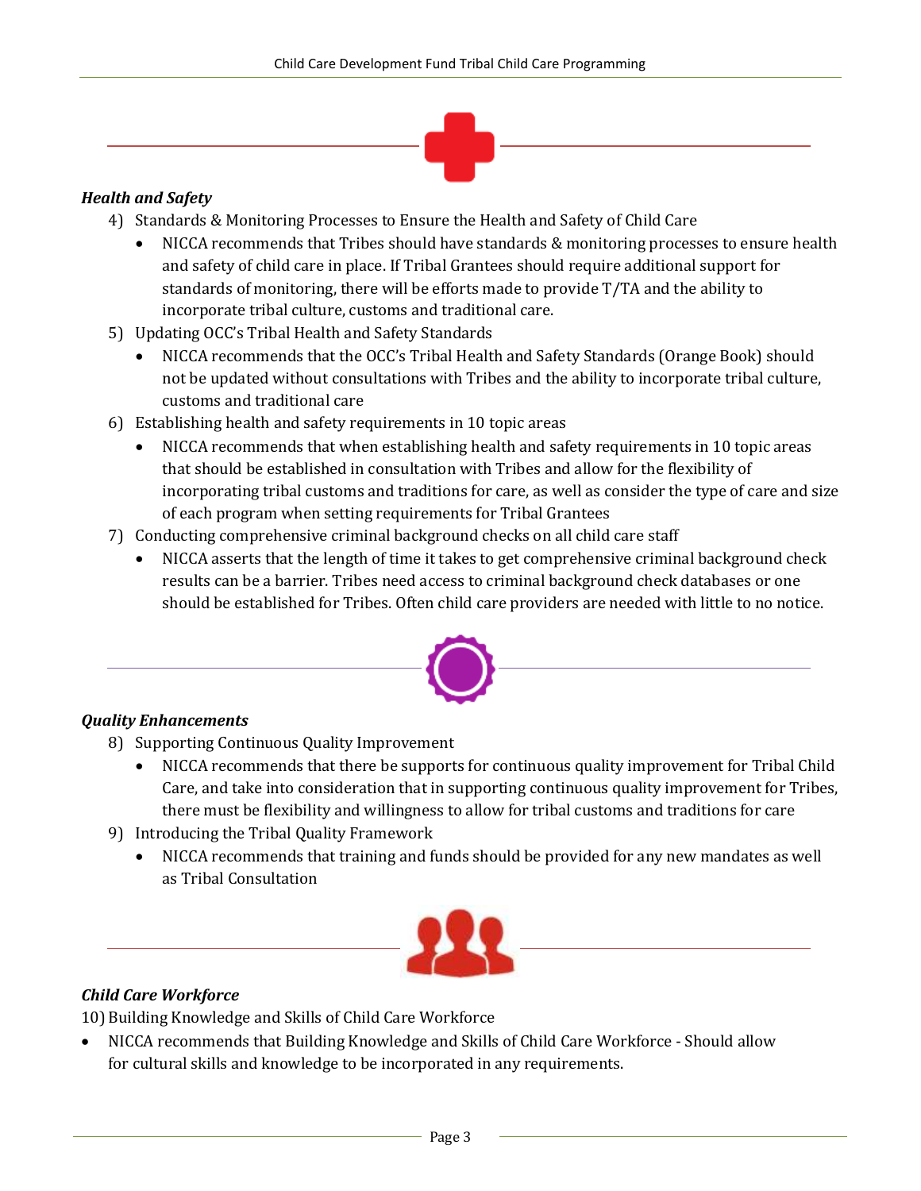### *Health and Safety*

4) Standards & Monitoring Processes to Ensure the Health and Safety of Child Care
   - NICCA recommends that Tribes should have standards & monitoring processes to ensure health and safety of child care in place. If Tribal Grantees should require additional support for standards of monitoring, there will be efforts made to provide T/TA and the ability to incorporate tribal culture, customs and traditional care.
5) Updating OCC's Tribal Health and Safety Standards
   - NICCA recommends that the OCC's Tribal Health and Safety Standards (Orange Book) should not be updated without consultations with Tribes and the ability to incorporate tribal culture, customs and traditional care
6) Establishing health and safety requirements in 10 topic areas
   - NICCA recommends that when establishing health and safety requirements in 10 topic areas that should be established in consultation with Tribes and allow for the flexibility of incorporating tribal customs and traditions for care, as well as consider the type of care and size of each program when setting requirements for Tribal Grantees
7) Conducting comprehensive criminal background checks on all child care staff
   - NICCA asserts that the length of time it takes to get comprehensive criminal background check results can be a barrier. Tribes need access to criminal background check databases or one should be established for Tribes. Often child care providers are needed with little to no notice.

### *Quality Enhancements*

8) Supporting Continuous Quality Improvement
   - NICCA recommends that there be supports for continuous quality improvement for Tribal Child Care, and take into consideration that in supporting continuous quality improvement for Tribes, there must be flexibility and willingness to allow for tribal customs and traditions for care
9) Introducing the Tribal Quality Framework
   - NICCA recommends that training and funds should be provided for any new mandates as well as Tribal Consultation

### *Child Care Workforce*

10) Building Knowledge and Skills of Child Care Workforce

- NICCA recommends that Building Knowledge and Skills of Child Care Workforce - Should allow for cultural skills and knowledge to be incorporated in any requirements.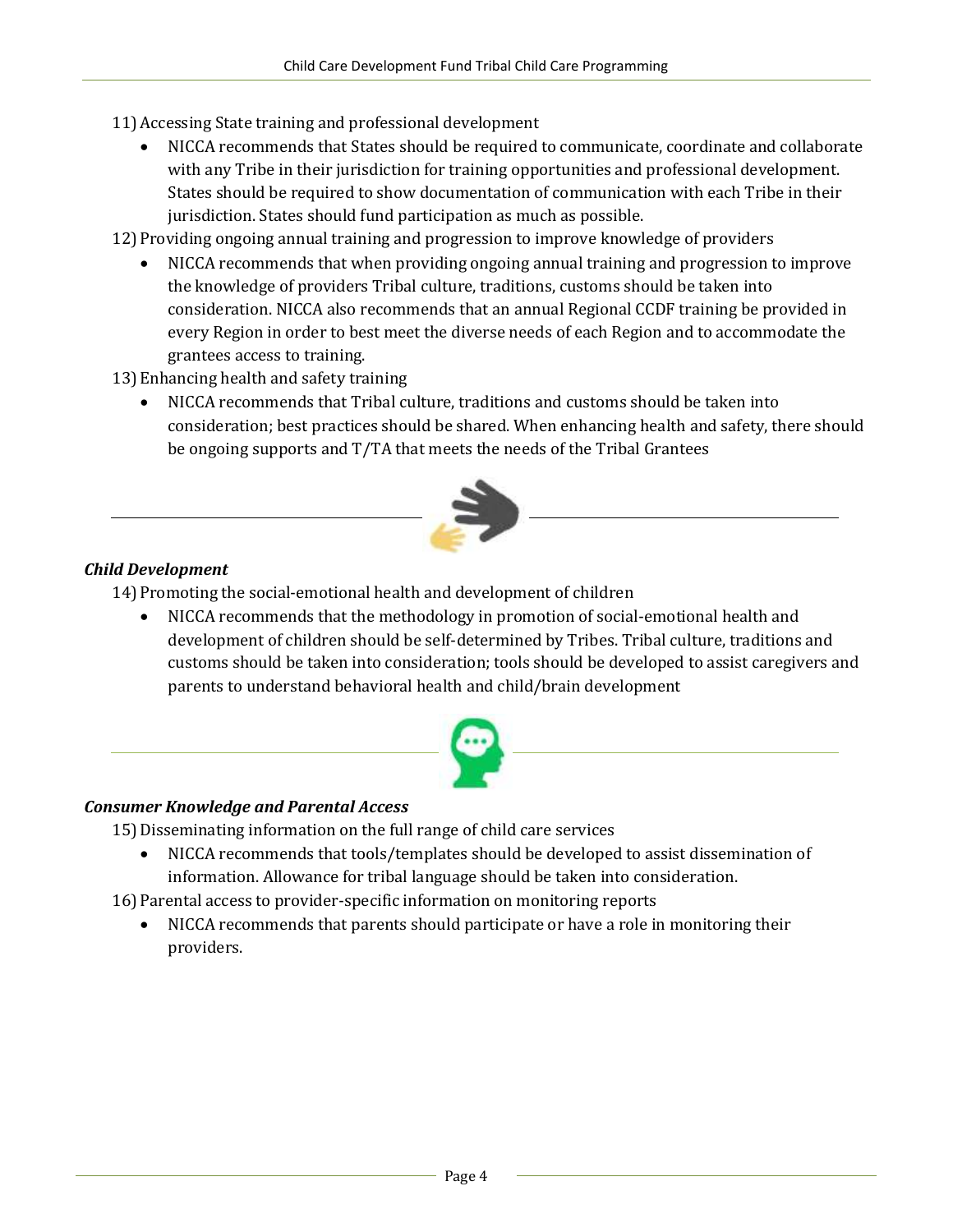11) Accessing State training and professional development
    - NICCA recommends that States should be required to communicate, coordinate and collaborate with any Tribe in their jurisdiction for training opportunities and professional development. States should be required to show documentation of communication with each Tribe in their jurisdiction. States should fund participation as much as possible.
12) Providing ongoing annual training and progression to improve knowledge of providers
    - NICCA recommends that when providing ongoing annual training and progression to improve the knowledge of providers Tribal culture, traditions, customs should be taken into consideration. NICCA also recommends that an annual Regional CCDF training be provided in every Region in order to best meet the diverse needs of each Region and to accommodate the grantees access to training.
13) Enhancing health and safety training
    - NICCA recommends that Tribal culture, traditions and customs should be taken into consideration; best practices should be shared. When enhancing health and safety, there should be ongoing supports and T/TA that meets the needs of the Tribal Grantees

***Child Development***

14) Promoting the social-emotional health and development of children
    - NICCA recommends that the methodology in promotion of social-emotional health and development of children should be self-determined by Tribes. Tribal culture, traditions and customs should be taken into consideration; tools should be developed to assist caregivers and parents to understand behavioral health and child/brain development

***Consumer Knowledge and Parental Access***

15) Disseminating information on the full range of child care services
    - NICCA recommends that tools/templates should be developed to assist dissemination of information. Allowance for tribal language should be taken into consideration.
16) Parental access to provider-specific information on monitoring reports
    - NICCA recommends that parents should participate or have a role in monitoring their providers.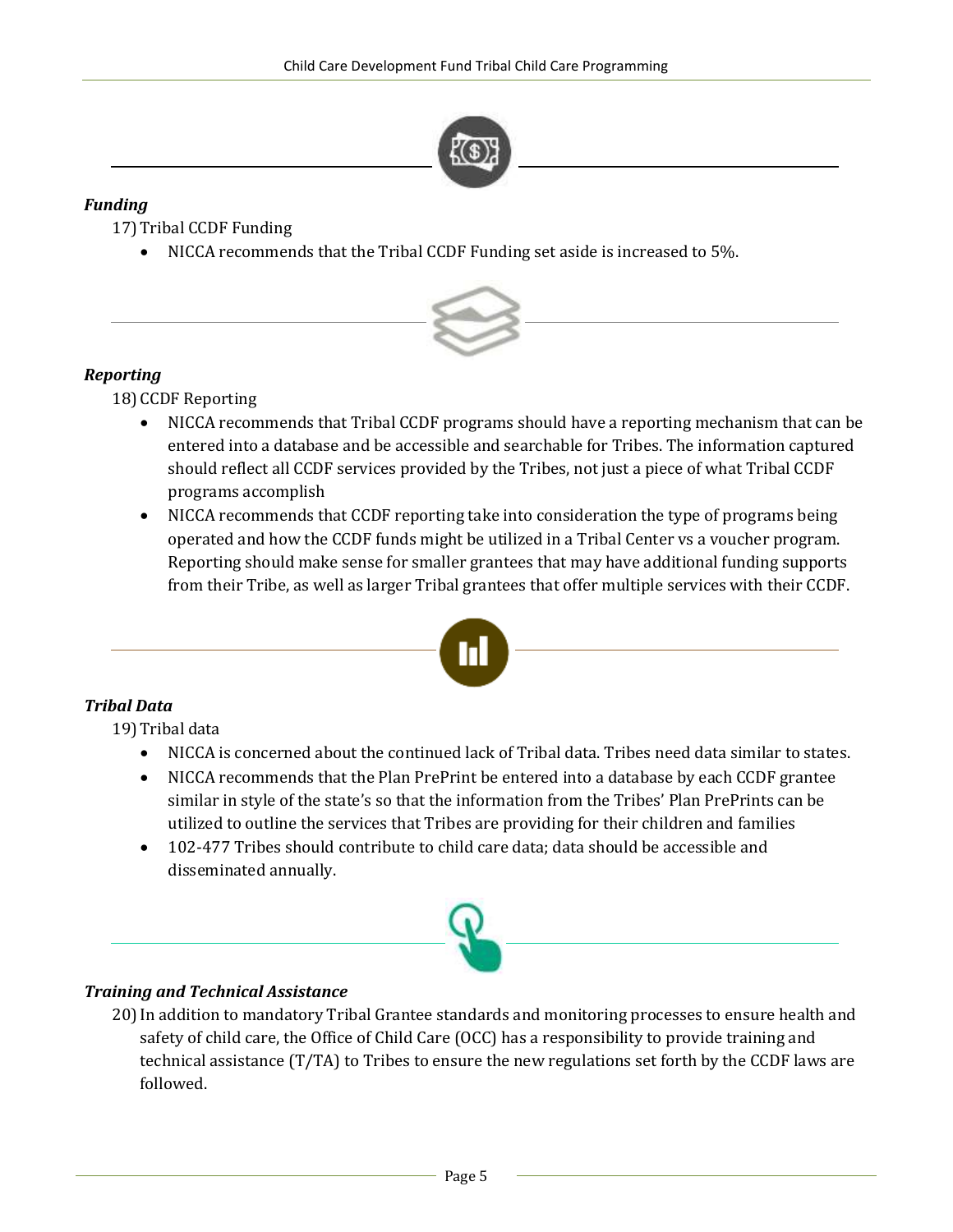### *Funding*

17) Tribal CCDF Funding
    - NICCA recommends that the Tribal CCDF Funding set aside is increased to 5%.

### *Reporting*

18) CCDF Reporting
    - NICCA recommends that Tribal CCDF programs should have a reporting mechanism that can be entered into a database and be accessible and searchable for Tribes. The information captured should reflect all CCDF services provided by the Tribes, not just a piece of what Tribal CCDF programs accomplish
    - NICCA recommends that CCDF reporting take into consideration the type of programs being operated and how the CCDF funds might be utilized in a Tribal Center vs a voucher program. Reporting should make sense for smaller grantees that may have additional funding supports from their Tribe, as well as larger Tribal grantees that offer multiple services with their CCDF.

### *Tribal Data*

19) Tribal data
    - NICCA is concerned about the continued lack of Tribal data. Tribes need data similar to states.
    - NICCA recommends that the Plan PrePrint be entered into a database by each CCDF grantee similar in style of the state's so that the information from the Tribes' Plan PrePrints can be utilized to outline the services that Tribes are providing for their children and families
    - 102-477 Tribes should contribute to child care data; data should be accessible and disseminated annually.

### *Training and Technical Assistance*

20) In addition to mandatory Tribal Grantee standards and monitoring processes to ensure health and safety of child care, the Office of Child Care (OCC) has a responsibility to provide training and technical assistance (T/TA) to Tribes to ensure the new regulations set forth by the CCDF laws are followed.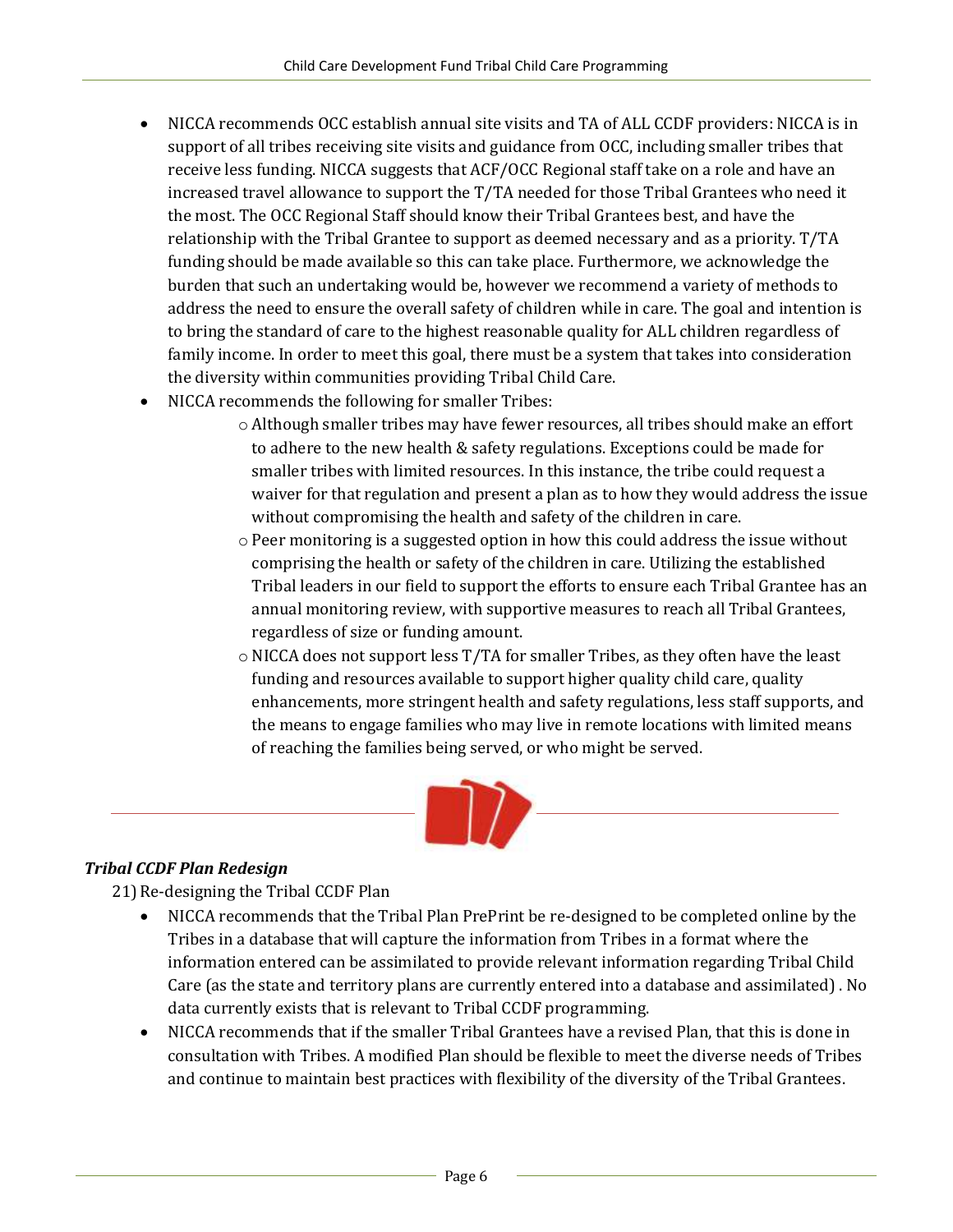- NICCA recommends OCC establish annual site visits and TA of ALL CCDF providers: NICCA is in support of all tribes receiving site visits and guidance from OCC, including smaller tribes that receive less funding. NICCA suggests that ACF/OCC Regional staff take on a role and have an increased travel allowance to support the T/TA needed for those Tribal Grantees who need it the most. The OCC Regional Staff should know their Tribal Grantees best, and have the relationship with the Tribal Grantee to support as deemed necessary and as a priority. T/TA funding should be made available so this can take place. Furthermore, we acknowledge the burden that such an undertaking would be, however we recommend a variety of methods to address the need to ensure the overall safety of children while in care. The goal and intention is to bring the standard of care to the highest reasonable quality for ALL children regardless of family income. In order to meet this goal, there must be a system that takes into consideration the diversity within communities providing Tribal Child Care.
- NICCA recommends the following for smaller Tribes:
  - Although smaller tribes may have fewer resources, all tribes should make an effort to adhere to the new health & safety regulations. Exceptions could be made for smaller tribes with limited resources. In this instance, the tribe could request a waiver for that regulation and present a plan as to how they would address the issue without compromising the health and safety of the children in care.
  - Peer monitoring is a suggested option in how this could address the issue without comprising the health or safety of the children in care. Utilizing the established Tribal leaders in our field to support the efforts to ensure each Tribal Grantee has an annual monitoring review, with supportive measures to reach all Tribal Grantees, regardless of size or funding amount.
  - NICCA does not support less T/TA for smaller Tribes, as they often have the least funding and resources available to support higher quality child care, quality enhancements, more stringent health and safety regulations, less staff supports, and the means to engage families who may live in remote locations with limited means of reaching the families being served, or who might be served.

***Tribal CCDF Plan Redesign***

21) Re-designing the Tribal CCDF Plan

- NICCA recommends that the Tribal Plan PrePrint be re-designed to be completed online by the Tribes in a database that will capture the information from Tribes in a format where the information entered can be assimilated to provide relevant information regarding Tribal Child Care (as the state and territory plans are currently entered into a database and assimilated) . No data currently exists that is relevant to Tribal CCDF programming.
- NICCA recommends that if the smaller Tribal Grantees have a revised Plan, that this is done in consultation with Tribes. A modified Plan should be flexible to meet the diverse needs of Tribes and continue to maintain best practices with flexibility of the diversity of the Tribal Grantees.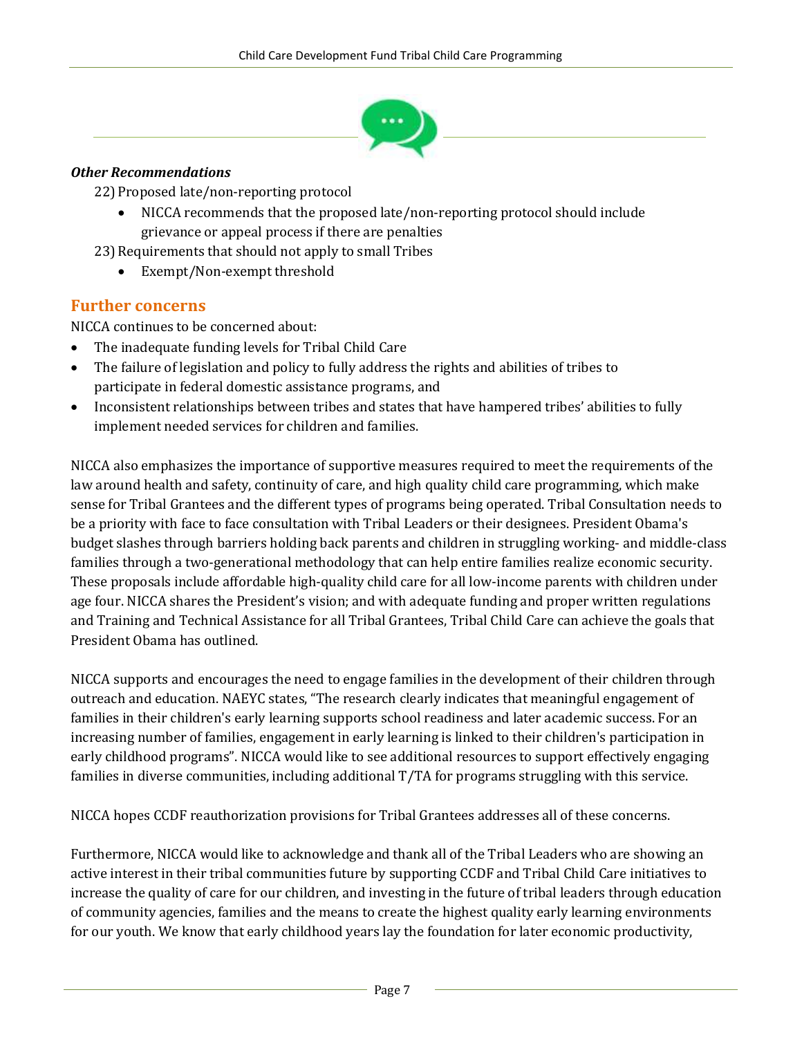*Other Recommendations*

22) Proposed late/non-reporting protocol
    - NICCA recommends that the proposed late/non-reporting protocol should include grievance or appeal process if there are penalties

23) Requirements that should not apply to small Tribes
    - Exempt/Non-exempt threshold

## Further concerns

NICCA continues to be concerned about:

- The inadequate funding levels for Tribal Child Care
- The failure of legislation and policy to fully address the rights and abilities of tribes to participate in federal domestic assistance programs, and
- Inconsistent relationships between tribes and states that have hampered tribes' abilities to fully implement needed services for children and families.

NICCA also emphasizes the importance of supportive measures required to meet the requirements of the law around health and safety, continuity of care, and high quality child care programming, which make sense for Tribal Grantees and the different types of programs being operated. Tribal Consultation needs to be a priority with face to face consultation with Tribal Leaders or their designees. President Obama's budget slashes through barriers holding back parents and children in struggling working- and middle-class families through a two-generational methodology that can help entire families realize economic security. These proposals include affordable high-quality child care for all low-income parents with children under age four. NICCA shares the President's vision; and with adequate funding and proper written regulations and Training and Technical Assistance for all Tribal Grantees, Tribal Child Care can achieve the goals that President Obama has outlined.

NICCA supports and encourages the need to engage families in the development of their children through outreach and education. NAEYC states, "The research clearly indicates that meaningful engagement of families in their children's early learning supports school readiness and later academic success. For an increasing number of families, engagement in early learning is linked to their children's participation in early childhood programs". NICCA would like to see additional resources to support effectively engaging families in diverse communities, including additional T/TA for programs struggling with this service.

NICCA hopes CCDF reauthorization provisions for Tribal Grantees addresses all of these concerns.

Furthermore, NICCA would like to acknowledge and thank all of the Tribal Leaders who are showing an active interest in their tribal communities future by supporting CCDF and Tribal Child Care initiatives to increase the quality of care for our children, and investing in the future of tribal leaders through education of community agencies, families and the means to create the highest quality early learning environments for our youth. We know that early childhood years lay the foundation for later economic productivity,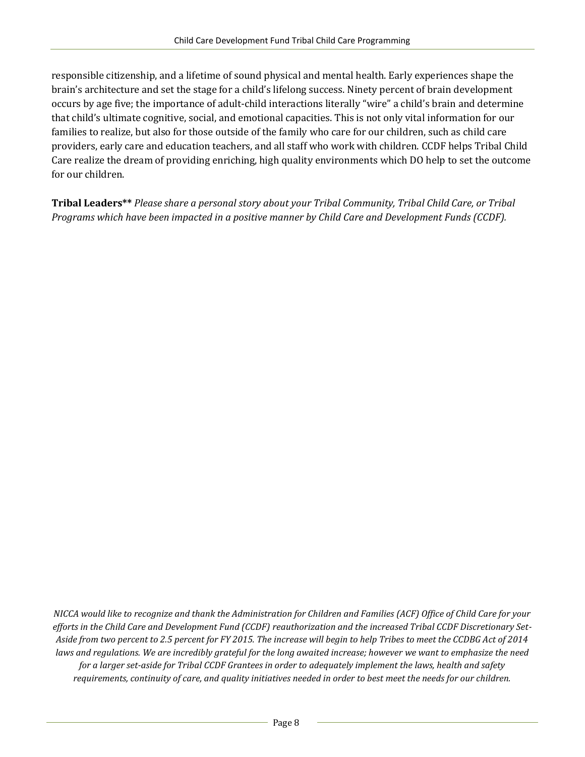responsible citizenship, and a lifetime of sound physical and mental health. Early experiences shape the brain's architecture and set the stage for a child's lifelong success. Ninety percent of brain development occurs by age five; the importance of adult-child interactions literally "wire" a child's brain and determine that child's ultimate cognitive, social, and emotional capacities. This is not only vital information for our families to realize, but also for those outside of the family who care for our children, such as child care providers, early care and education teachers, and all staff who work with children. CCDF helps Tribal Child Care realize the dream of providing enriching, high quality environments which DO help to set the outcome for our children.

**Tribal Leaders**** *Please share a personal story about your Tribal Community, Tribal Child Care, or Tribal Programs which have been impacted in a positive manner by Child Care and Development Funds (CCDF).*

*NICCA would like to recognize and thank the Administration for Children and Families (ACF) Office of Child Care for your efforts in the Child Care and Development Fund (CCDF) reauthorization and the increased Tribal CCDF Discretionary Set-Aside from two percent to 2.5 percent for FY 2015. The increase will begin to help Tribes to meet the CCDBG Act of 2014 laws and regulations. We are incredibly grateful for the long awaited increase; however we want to emphasize the need for a larger set-aside for Tribal CCDF Grantees in order to adequately implement the laws, health and safety requirements, continuity of care, and quality initiatives needed in order to best meet the needs for our children.*